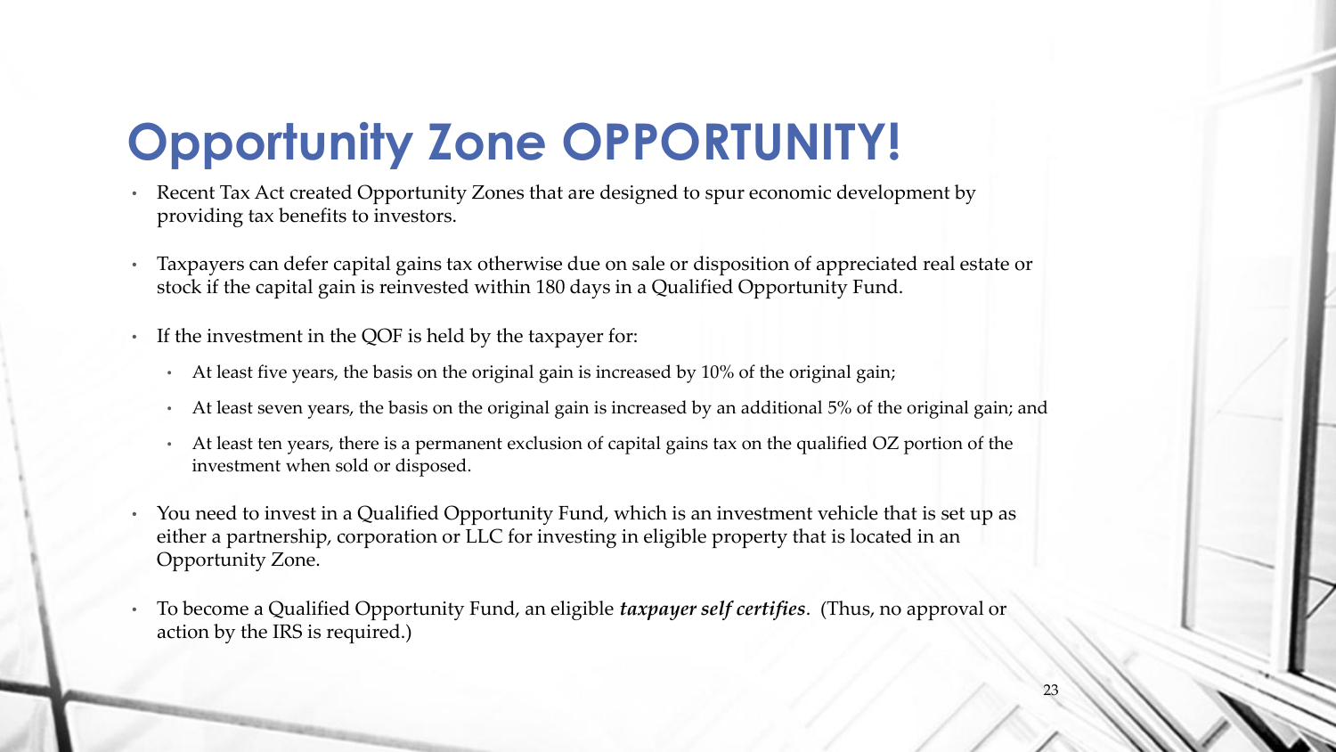# Opportunity Zone OPPORTUNITY!

- Recent Tax Act created Opportunity Zones that are designed to spur economic development by providing tax benefits to investors.
- Taxpayers can defer capital gains tax otherwise due on sale or disposition of appreciated real estate or stock if the capital gain is reinvested within 180 days in a Qualified Opportunity Fund.
- If the investment in the QOF is held by the taxpayer for:
  - At least five years, the basis on the original gain is increased by 10% of the original gain;
  - At least seven years, the basis on the original gain is increased by an additional 5% of the original gain; and
  - At least ten years, there is a permanent exclusion of capital gains tax on the qualified OZ portion of the investment when sold or disposed.
- You need to invest in a Qualified Opportunity Fund, which is an investment vehicle that is set up as either a partnership, corporation or LLC for investing in eligible property that is located in an Opportunity Zone.
- To become a Qualified Opportunity Fund, an eligible ***taxpayer self certifies***. (Thus, no approval or action by the IRS is required.)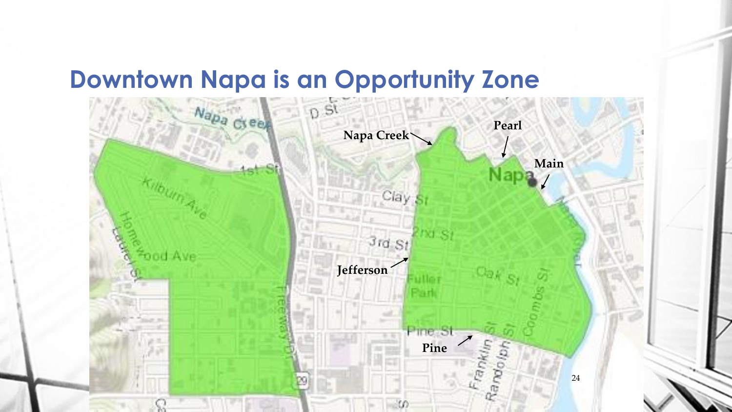# Downtown Napa is an Opportunity Zone

Napa Creek

Pearl

Main

Jefferson

Pine